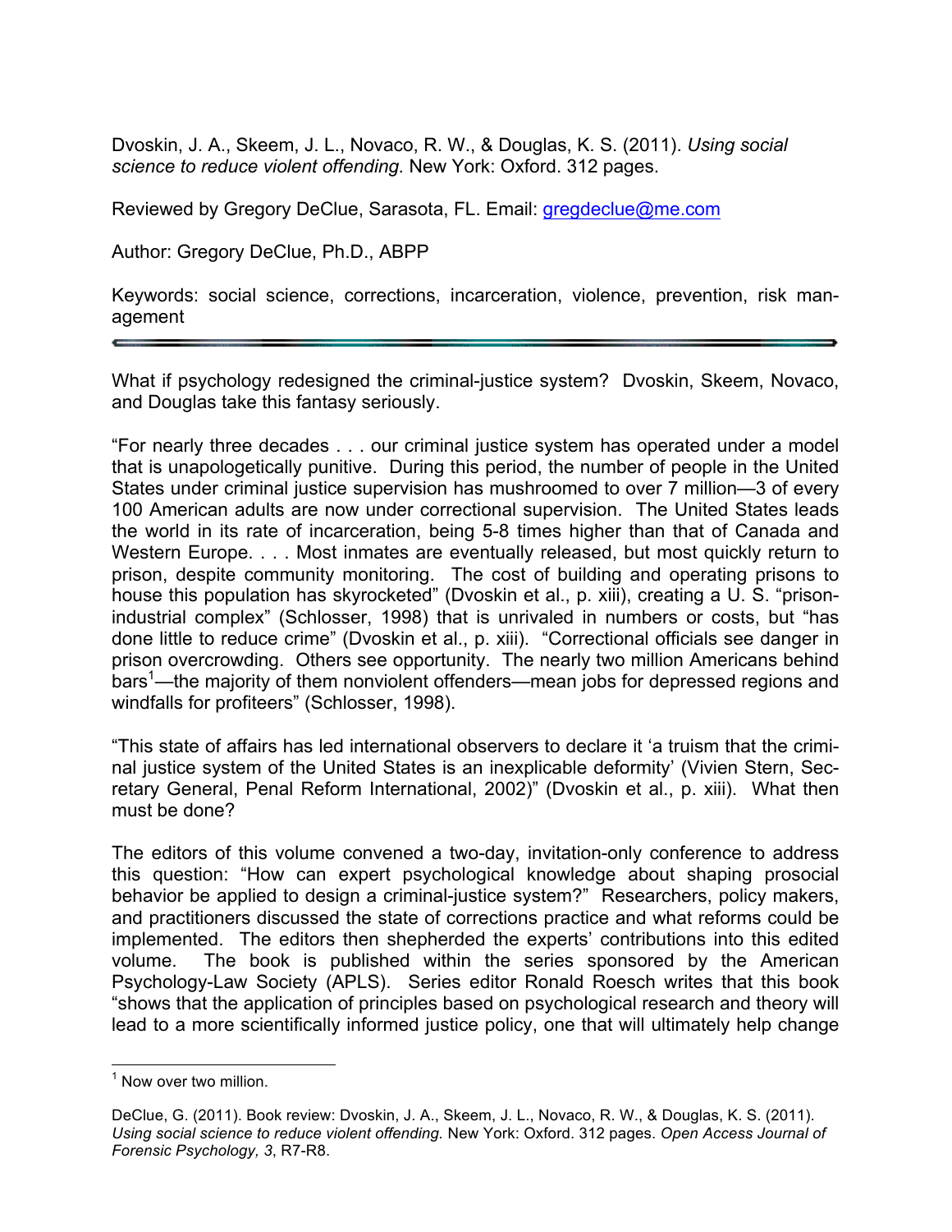Dvoskin, J. A., Skeem, J. L., Novaco, R. W., & Douglas, K. S. (2011). *Using social science to reduce violent offending.* New York: Oxford. 312 pages.

Reviewed by Gregory DeClue, Sarasota, FL. Email: gregdeclue@me.com

Author: Gregory DeClue, Ph.D., ABPP

Keywords: social science, corrections, incarceration, violence, prevention, risk management

---

What if psychology redesigned the criminal-justice system? Dvoskin, Skeem, Novaco, and Douglas take this fantasy seriously.

"For nearly three decades . . . our criminal justice system has operated under a model that is unapologetically punitive. During this period, the number of people in the United States under criminal justice supervision has mushroomed to over 7 million—3 of every 100 American adults are now under correctional supervision. The United States leads the world in its rate of incarceration, being 5-8 times higher than that of Canada and Western Europe. . . . Most inmates are eventually released, but most quickly return to prison, despite community monitoring. The cost of building and operating prisons to house this population has skyrocketed" (Dvoskin et al., p. xiii), creating a U. S. "prison-industrial complex" (Schlosser, 1998) that is unrivaled in numbers or costs, but "has done little to reduce crime" (Dvoskin et al., p. xiii). "Correctional officials see danger in prison overcrowding. Others see opportunity. The nearly two million Americans behind bars[1]—the majority of them nonviolent offenders—mean jobs for depressed regions and windfalls for profiteers" (Schlosser, 1998).

"This state of affairs has led international observers to declare it 'a truism that the criminal justice system of the United States is an inexplicable deformity' (Vivien Stern, Secretary General, Penal Reform International, 2002)" (Dvoskin et al., p. xiii). What then must be done?

The editors of this volume convened a two-day, invitation-only conference to address this question: "How can expert psychological knowledge about shaping prosocial behavior be applied to design a criminal-justice system?" Researchers, policy makers, and practitioners discussed the state of corrections practice and what reforms could be implemented. The editors then shepherded the experts' contributions into this edited volume. The book is published within the series sponsored by the American Psychology-Law Society (APLS). Series editor Ronald Roesch writes that this book "shows that the application of principles based on psychological research and theory will lead to a more scientifically informed justice policy, one that will ultimately help change

[1] Now over two million.

DeClue, G. (2011). Book review: Dvoskin, J. A., Skeem, J. L., Novaco, R. W., & Douglas, K. S. (2011). *Using social science to reduce violent offending.* New York: Oxford. 312 pages. *Open Access Journal of Forensic Psychology, 3*, R7-R8.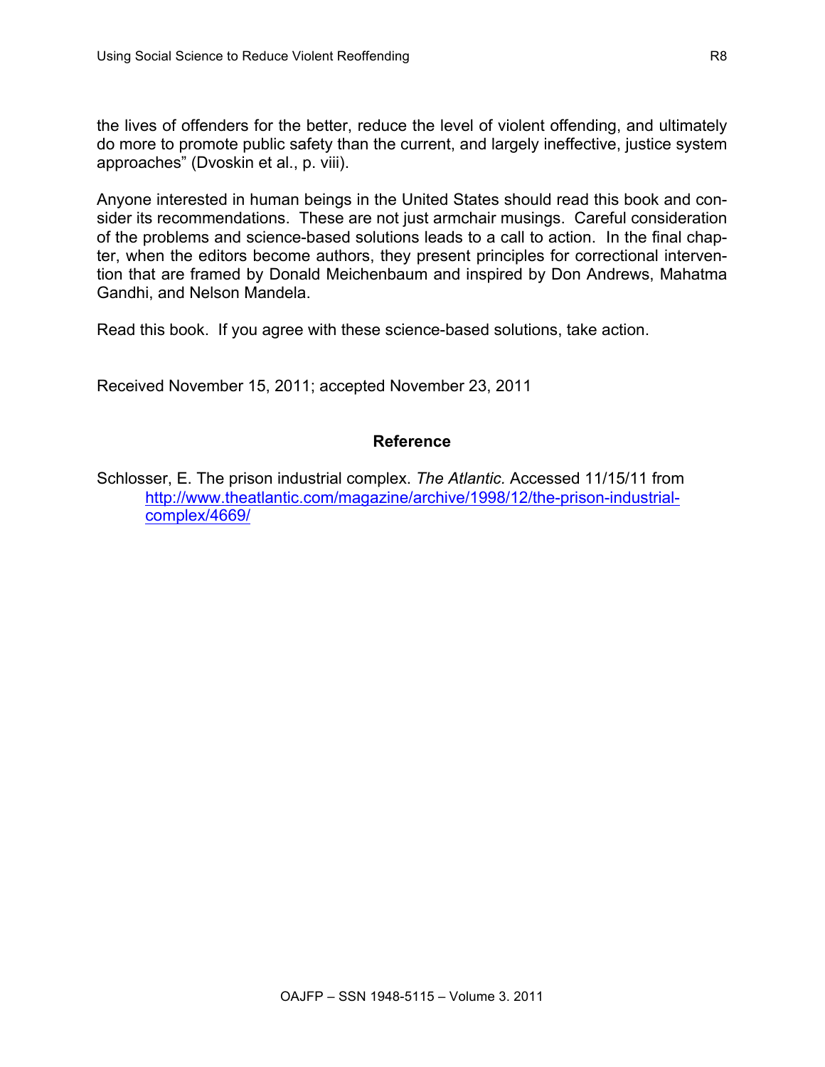the lives of offenders for the better, reduce the level of violent offending, and ultimately do more to promote public safety than the current, and largely ineffective, justice system approaches" (Dvoskin et al., p. viii).

Anyone interested in human beings in the United States should read this book and consider its recommendations. These are not just armchair musings. Careful consideration of the problems and science-based solutions leads to a call to action. In the final chapter, when the editors become authors, they present principles for correctional intervention that are framed by Donald Meichenbaum and inspired by Don Andrews, Mahatma Gandhi, and Nelson Mandela.

Read this book. If you agree with these science-based solutions, take action.

Received November 15, 2011; accepted November 23, 2011

## Reference

Schlosser, E. The prison industrial complex. *The Atlantic.* Accessed 11/15/11 from http://www.theatlantic.com/magazine/archive/1998/12/the-prison-industrial-complex/4669/